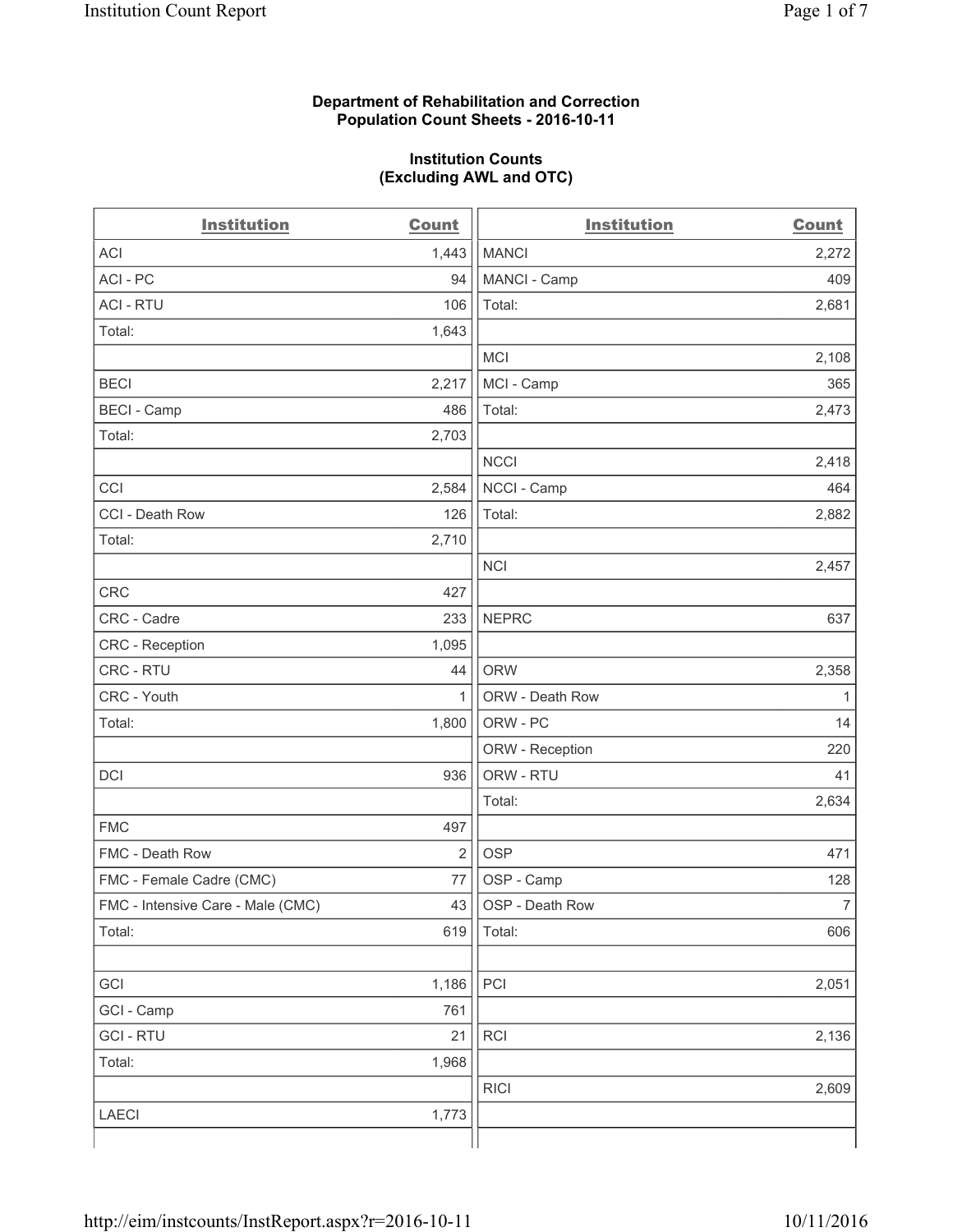**Department of Rehabilitation and Correction**
**Population Count Sheets - 2016-10-11**

**Institution Counts**
**(Excluding AWL and OTC)**

| Institution | Count | Institution | Count |
|---|---|---|---|
| ACI | 1,443 | MANCI | 2,272 |
| ACI - PC | 94 | MANCI - Camp | 409 |
| ACI - RTU | 106 | Total: | 2,681 |
| Total: | 1,643 | | |
| | | MCI | 2,108 |
| BECI | 2,217 | MCI - Camp | 365 |
| BECI - Camp | 486 | Total: | 2,473 |
| Total: | 2,703 | | |
| | | NCCI | 2,418 |
| CCI | 2,584 | NCCI - Camp | 464 |
| CCI - Death Row | 126 | Total: | 2,882 |
| Total: | 2,710 | | |
| | | NCI | 2,457 |
| CRC | 427 | | |
| CRC - Cadre | 233 | NEPRC | 637 |
| CRC - Reception | 1,095 | | |
| CRC - RTU | 44 | ORW | 2,358 |
| CRC - Youth | 1 | ORW - Death Row | 1 |
| Total: | 1,800 | ORW - PC | 14 |
| | | ORW - Reception | 220 |
| DCI | 936 | ORW - RTU | 41 |
| | | Total: | 2,634 |
| FMC | 497 | | |
| FMC - Death Row | 2 | OSP | 471 |
| FMC - Female Cadre (CMC) | 77 | OSP - Camp | 128 |
| FMC - Intensive Care - Male (CMC) | 43 | OSP - Death Row | 7 |
| Total: | 619 | Total: | 606 |
| | | | |
| GCI | 1,186 | PCI | 2,051 |
| GCI - Camp | 761 | | |
| GCI - RTU | 21 | RCI | 2,136 |
| Total: | 1,968 | | |
| | | RICI | 2,609 |
| LAECI | 1,773 | | |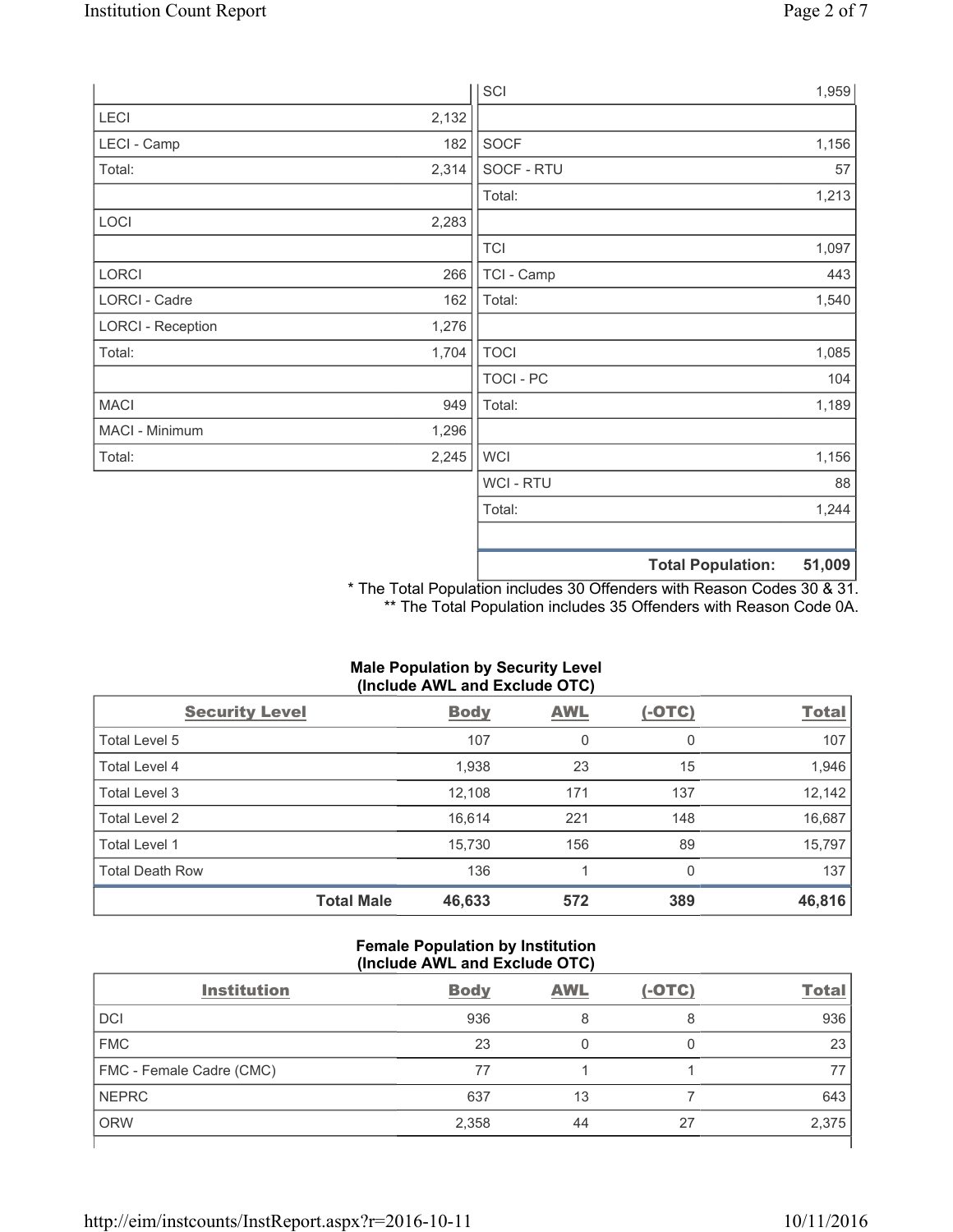| | |
|---|---|
| LECI | 2,132 |
| LECI - Camp | 182 |
| Total: | 2,314 |
| | |
| LOCI | 2,283 |
| | |
| LORCI | 266 |
| LORCI - Cadre | 162 |
| LORCI - Reception | 1,276 |
| Total: | 1,704 |
| | |
| MACI | 949 |
| MACI - Minimum | 1,296 |
| Total: | 2,245 |

| | |
|---|---|
| SCI | 1,959 |
| | |
| SOCF | 1,156 |
| SOCF - RTU | 57 |
| Total: | 1,213 |
| | |
| TCI | 1,097 |
| TCI - Camp | 443 |
| Total: | 1,540 |
| | |
| TOCI | 1,085 |
| TOCI - PC | 104 |
| Total: | 1,189 |
| | |
| WCI | 1,156 |
| WCI - RTU | 88 |
| Total: | 1,244 |
| | |
| **Total Population:** | **51,009** |

* The Total Population includes 30 Offenders with Reason Codes 30 & 31.
** The Total Population includes 35 Offenders with Reason Code 0A.

**Male Population by Security Level (Include AWL and Exclude OTC)**

| Security Level | Body | AWL | (-OTC) | Total |
|---|---|---|---|---|
| Total Level 5 | 107 | 0 | 0 | 107 |
| Total Level 4 | 1,938 | 23 | 15 | 1,946 |
| Total Level 3 | 12,108 | 171 | 137 | 12,142 |
| Total Level 2 | 16,614 | 221 | 148 | 16,687 |
| Total Level 1 | 15,730 | 156 | 89 | 15,797 |
| Total Death Row | 136 | 1 | 0 | 137 |
| **Total Male** | **46,633** | **572** | **389** | **46,816** |

**Female Population by Institution (Include AWL and Exclude OTC)**

| Institution | Body | AWL | (-OTC) | Total |
|---|---|---|---|---|
| DCI | 936 | 8 | 8 | 936 |
| FMC | 23 | 0 | 0 | 23 |
| FMC - Female Cadre (CMC) | 77 | 1 | 1 | 77 |
| NEPRC | 637 | 13 | 7 | 643 |
| ORW | 2,358 | 44 | 27 | 2,375 |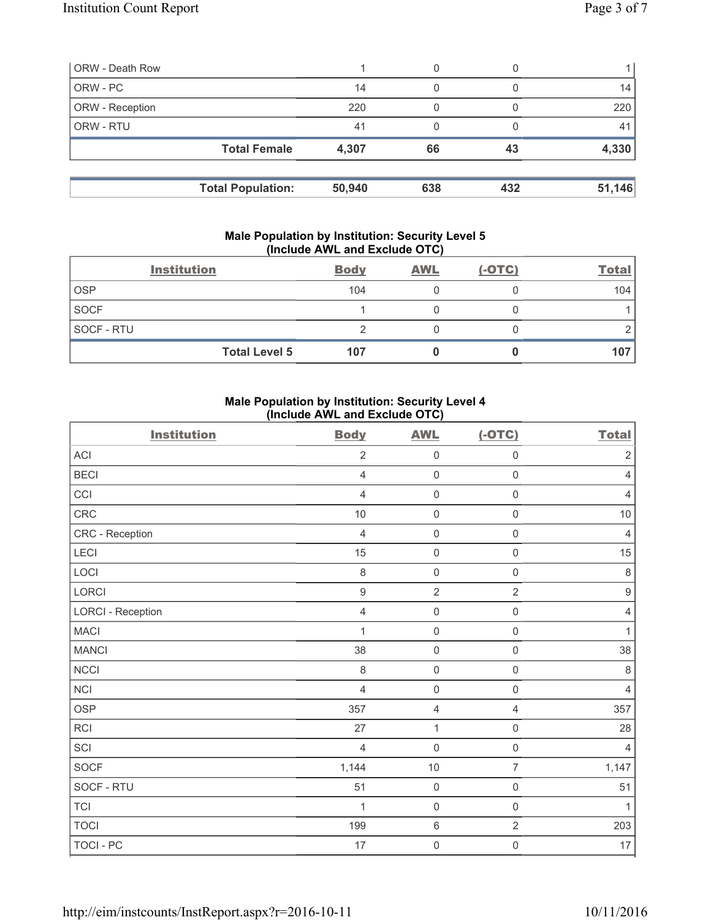| | | | | |
|---|---|---|---|---|
| ORW - Death Row | 1 | 0 | 0 | 1 |
| ORW - PC | 14 | 0 | 0 | 14 |
| ORW - Reception | 220 | 0 | 0 | 220 |
| ORW - RTU | 41 | 0 | 0 | 41 |
| **Total Female** | **4,307** | **66** | **43** | **4,330** |

| | | | | |
|---|---|---|---|---|
| **Total Population:** | **50,940** | **638** | **432** | **51,146** |

### Male Population by Institution: Security Level 5 (Include AWL and Exclude OTC)

| Institution | Body | AWL | (-OTC) | Total |
|---|---|---|---|---|
| OSP | 104 | 0 | 0 | 104 |
| SOCF | 1 | 0 | 0 | 1 |
| SOCF - RTU | 2 | 0 | 0 | 2 |
| **Total Level 5** | **107** | **0** | **0** | **107** |

### Male Population by Institution: Security Level 4 (Include AWL and Exclude OTC)

| Institution | Body | AWL | (-OTC) | Total |
|---|---|---|---|---|
| ACI | 2 | 0 | 0 | 2 |
| BECI | 4 | 0 | 0 | 4 |
| CCI | 4 | 0 | 0 | 4 |
| CRC | 10 | 0 | 0 | 10 |
| CRC - Reception | 4 | 0 | 0 | 4 |
| LECI | 15 | 0 | 0 | 15 |
| LOCI | 8 | 0 | 0 | 8 |
| LORCI | 9 | 2 | 2 | 9 |
| LORCI - Reception | 4 | 0 | 0 | 4 |
| MACI | 1 | 0 | 0 | 1 |
| MANCI | 38 | 0 | 0 | 38 |
| NCCI | 8 | 0 | 0 | 8 |
| NCI | 4 | 0 | 0 | 4 |
| OSP | 357 | 4 | 4 | 357 |
| RCI | 27 | 1 | 0 | 28 |
| SCI | 4 | 0 | 0 | 4 |
| SOCF | 1,144 | 10 | 7 | 1,147 |
| SOCF - RTU | 51 | 0 | 0 | 51 |
| TCI | 1 | 0 | 0 | 1 |
| TOCI | 199 | 6 | 2 | 203 |
| TOCI - PC | 17 | 0 | 0 | 17 |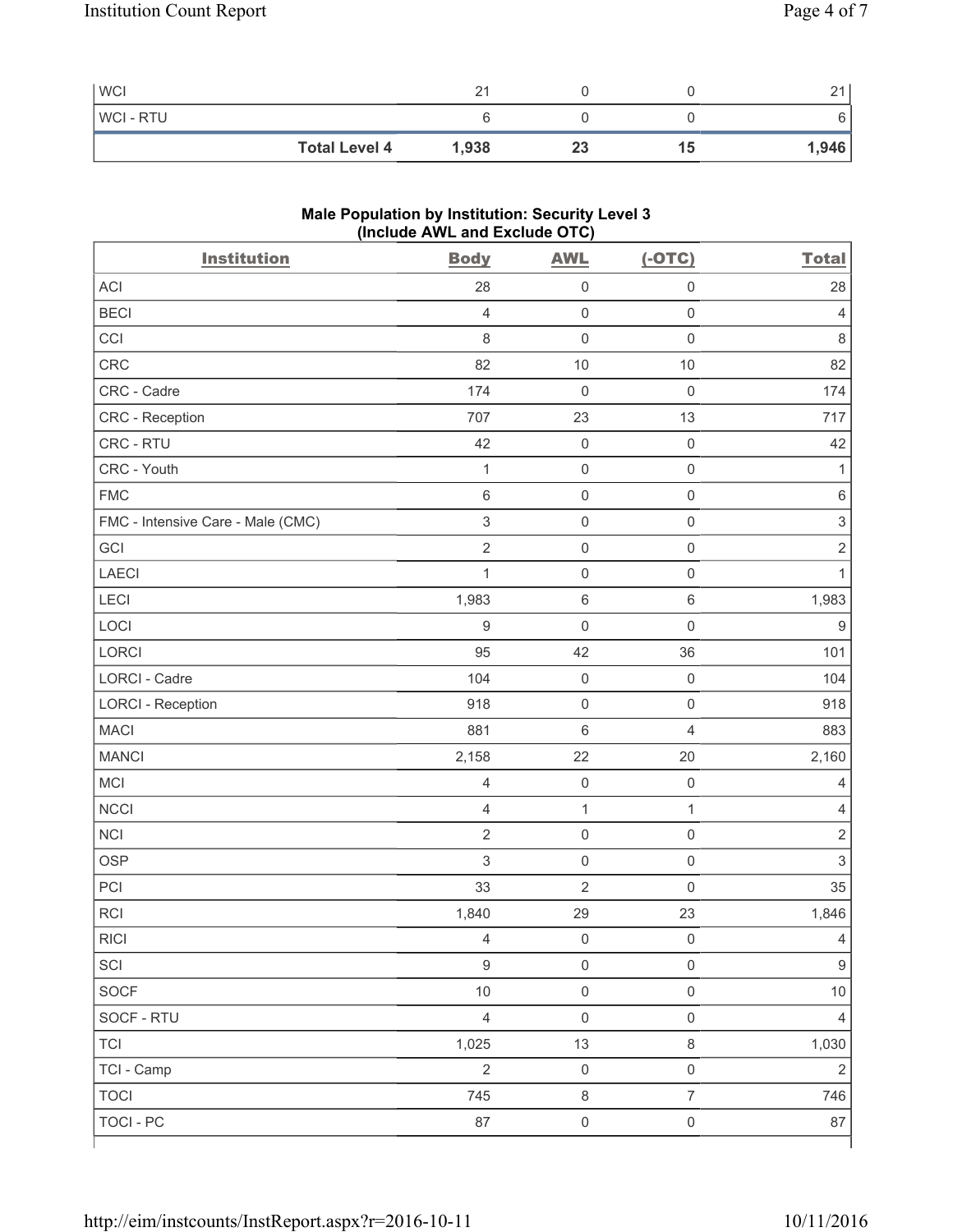| WCI | 21 | 0 | 0 | 21 |
|---|---|---|---|---|
| WCI - RTU | 6 | 0 | 0 | 6 |
| **Total Level 4** | **1,938** | **23** | **15** | **1,946** |

## Male Population by Institution: Security Level 3 (Include AWL and Exclude OTC)

| Institution | Body | AWL | (-OTC) | Total |
|---|---|---|---|---|
| ACI | 28 | 0 | 0 | 28 |
| BECI | 4 | 0 | 0 | 4 |
| CCI | 8 | 0 | 0 | 8 |
| CRC | 82 | 10 | 10 | 82 |
| CRC - Cadre | 174 | 0 | 0 | 174 |
| CRC - Reception | 707 | 23 | 13 | 717 |
| CRC - RTU | 42 | 0 | 0 | 42 |
| CRC - Youth | 1 | 0 | 0 | 1 |
| FMC | 6 | 0 | 0 | 6 |
| FMC - Intensive Care - Male (CMC) | 3 | 0 | 0 | 3 |
| GCI | 2 | 0 | 0 | 2 |
| LAECI | 1 | 0 | 0 | 1 |
| LECI | 1,983 | 6 | 6 | 1,983 |
| LOCI | 9 | 0 | 0 | 9 |
| LORCI | 95 | 42 | 36 | 101 |
| LORCI - Cadre | 104 | 0 | 0 | 104 |
| LORCI - Reception | 918 | 0 | 0 | 918 |
| MACI | 881 | 6 | 4 | 883 |
| MANCI | 2,158 | 22 | 20 | 2,160 |
| MCI | 4 | 0 | 0 | 4 |
| NCCI | 4 | 1 | 1 | 4 |
| NCI | 2 | 0 | 0 | 2 |
| OSP | 3 | 0 | 0 | 3 |
| PCI | 33 | 2 | 0 | 35 |
| RCI | 1,840 | 29 | 23 | 1,846 |
| RICI | 4 | 0 | 0 | 4 |
| SCI | 9 | 0 | 0 | 9 |
| SOCF | 10 | 0 | 0 | 10 |
| SOCF - RTU | 4 | 0 | 0 | 4 |
| TCI | 1,025 | 13 | 8 | 1,030 |
| TCI - Camp | 2 | 0 | 0 | 2 |
| TOCI | 745 | 8 | 7 | 746 |
| TOCI - PC | 87 | 0 | 0 | 87 |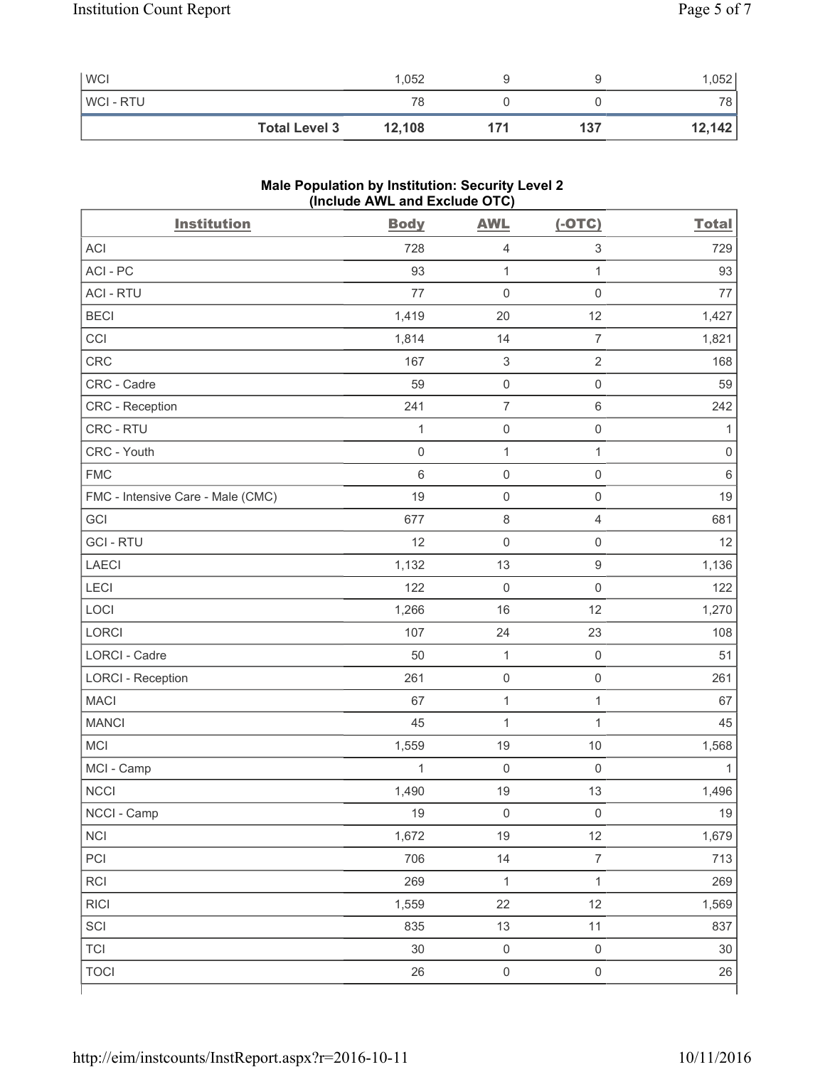| | Body | AWL | (-OTC) | Total |
|---|---|---|---|---|
| WCI | 1,052 | 9 | 9 | 1,052 |
| WCI - RTU | 78 | 0 | 0 | 78 |
| **Total Level 3** | **12,108** | **171** | **137** | **12,142** |

### Male Population by Institution: Security Level 2 (Include AWL and Exclude OTC)

| Institution | Body | AWL | (-OTC) | Total |
|---|---|---|---|---|
| ACI | 728 | 4 | 3 | 729 |
| ACI - PC | 93 | 1 | 1 | 93 |
| ACI - RTU | 77 | 0 | 0 | 77 |
| BECI | 1,419 | 20 | 12 | 1,427 |
| CCI | 1,814 | 14 | 7 | 1,821 |
| CRC | 167 | 3 | 2 | 168 |
| CRC - Cadre | 59 | 0 | 0 | 59 |
| CRC - Reception | 241 | 7 | 6 | 242 |
| CRC - RTU | 1 | 0 | 0 | 1 |
| CRC - Youth | 0 | 1 | 1 | 0 |
| FMC | 6 | 0 | 0 | 6 |
| FMC - Intensive Care - Male (CMC) | 19 | 0 | 0 | 19 |
| GCI | 677 | 8 | 4 | 681 |
| GCI - RTU | 12 | 0 | 0 | 12 |
| LAECI | 1,132 | 13 | 9 | 1,136 |
| LECI | 122 | 0 | 0 | 122 |
| LOCI | 1,266 | 16 | 12 | 1,270 |
| LORCI | 107 | 24 | 23 | 108 |
| LORCI - Cadre | 50 | 1 | 0 | 51 |
| LORCI - Reception | 261 | 0 | 0 | 261 |
| MACI | 67 | 1 | 1 | 67 |
| MANCI | 45 | 1 | 1 | 45 |
| MCI | 1,559 | 19 | 10 | 1,568 |
| MCI - Camp | 1 | 0 | 0 | 1 |
| NCCI | 1,490 | 19 | 13 | 1,496 |
| NCCI - Camp | 19 | 0 | 0 | 19 |
| NCI | 1,672 | 19 | 12 | 1,679 |
| PCI | 706 | 14 | 7 | 713 |
| RCI | 269 | 1 | 1 | 269 |
| RICI | 1,559 | 22 | 12 | 1,569 |
| SCI | 835 | 13 | 11 | 837 |
| TCI | 30 | 0 | 0 | 30 |
| TOCI | 26 | 0 | 0 | 26 |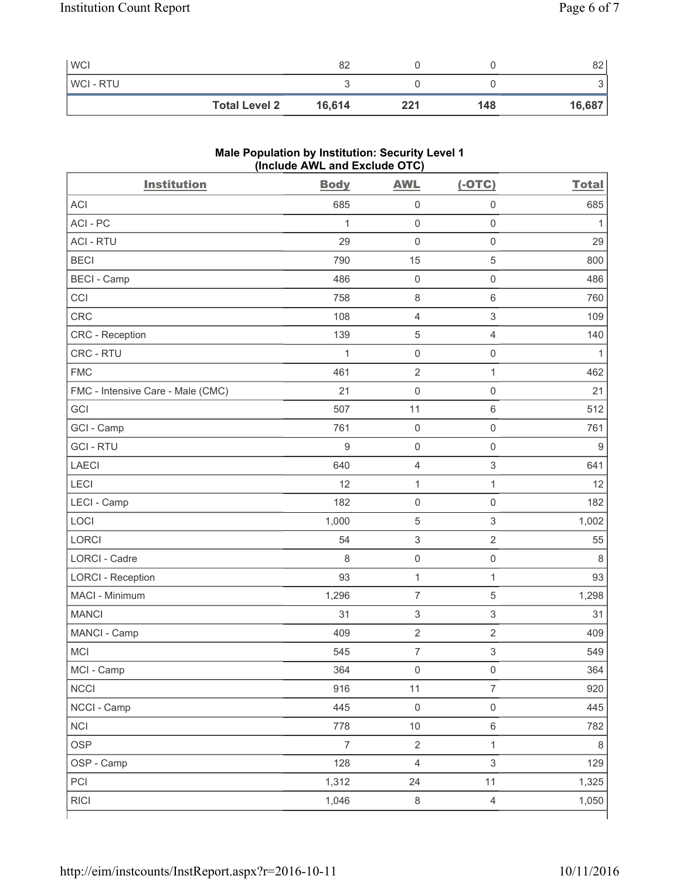| WCI | 82 | 0 | 0 | 82 |
|---|---|---|---|---|
| WCI - RTU | 3 | 0 | 0 | 3 |
| **Total Level 2** | **16,614** | **221** | **148** | **16,687** |

**Male Population by Institution: Security Level 1 (Include AWL and Exclude OTC)**

| Institution | Body | AWL | (-OTC) | Total |
|---|---|---|---|---|
| ACI | 685 | 0 | 0 | 685 |
| ACI - PC | 1 | 0 | 0 | 1 |
| ACI - RTU | 29 | 0 | 0 | 29 |
| BECI | 790 | 15 | 5 | 800 |
| BECI - Camp | 486 | 0 | 0 | 486 |
| CCI | 758 | 8 | 6 | 760 |
| CRC | 108 | 4 | 3 | 109 |
| CRC - Reception | 139 | 5 | 4 | 140 |
| CRC - RTU | 1 | 0 | 0 | 1 |
| FMC | 461 | 2 | 1 | 462 |
| FMC - Intensive Care - Male (CMC) | 21 | 0 | 0 | 21 |
| GCI | 507 | 11 | 6 | 512 |
| GCI - Camp | 761 | 0 | 0 | 761 |
| GCI - RTU | 9 | 0 | 0 | 9 |
| LAECI | 640 | 4 | 3 | 641 |
| LECI | 12 | 1 | 1 | 12 |
| LECI - Camp | 182 | 0 | 0 | 182 |
| LOCI | 1,000 | 5 | 3 | 1,002 |
| LORCI | 54 | 3 | 2 | 55 |
| LORCI - Cadre | 8 | 0 | 0 | 8 |
| LORCI - Reception | 93 | 1 | 1 | 93 |
| MACI - Minimum | 1,296 | 7 | 5 | 1,298 |
| MANCI | 31 | 3 | 3 | 31 |
| MANCI - Camp | 409 | 2 | 2 | 409 |
| MCI | 545 | 7 | 3 | 549 |
| MCI - Camp | 364 | 0 | 0 | 364 |
| NCCI | 916 | 11 | 7 | 920 |
| NCCI - Camp | 445 | 0 | 0 | 445 |
| NCI | 778 | 10 | 6 | 782 |
| OSP | 7 | 2 | 1 | 8 |
| OSP - Camp | 128 | 4 | 3 | 129 |
| PCI | 1,312 | 24 | 11 | 1,325 |
| RICI | 1,046 | 8 | 4 | 1,050 |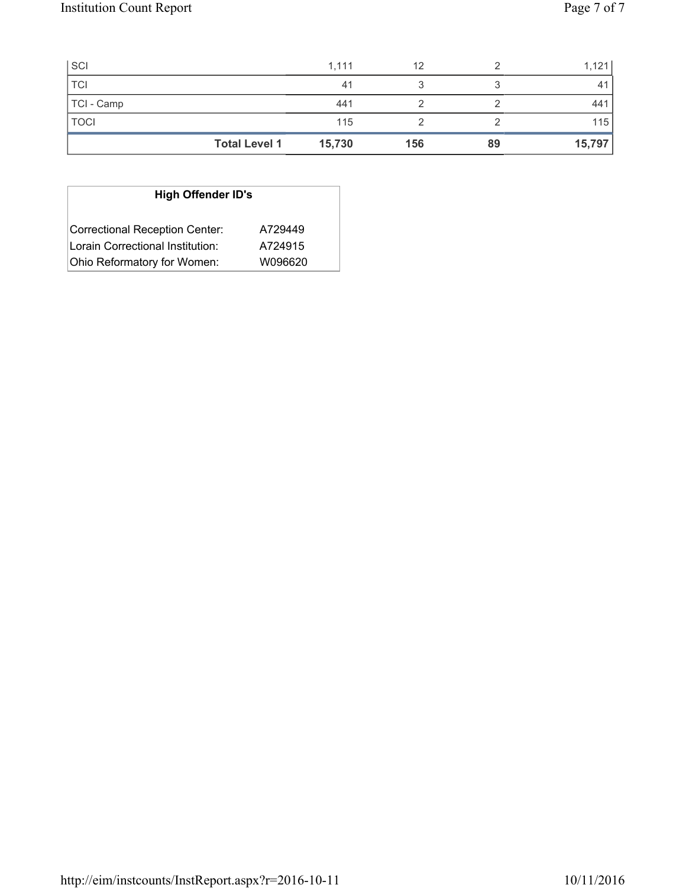| | | | | |
|---|---|---|---|---|
| SCI | 1,111 | 12 | 2 | 1,121 |
| TCI | 41 | 3 | 3 | 41 |
| TCI - Camp | 441 | 2 | 2 | 441 |
| TOCI | 115 | 2 | 2 | 115 |
| **Total Level 1** | **15,730** | **156** | **89** | **15,797** |

| High Offender ID's | |
|---|---|
| Correctional Reception Center: | A729449 |
| Lorain Correctional Institution: | A724915 |
| Ohio Reformatory for Women: | W096620 |